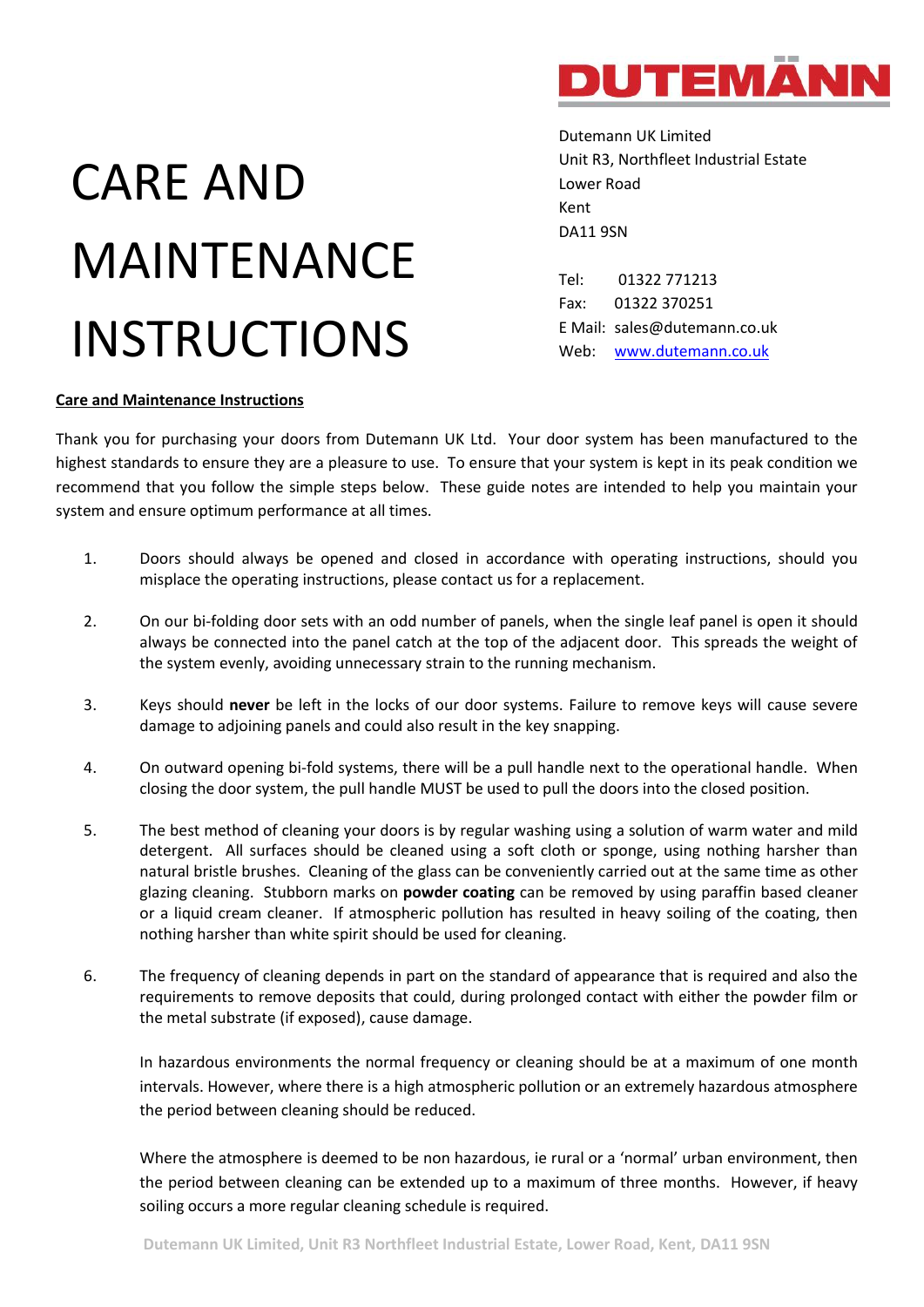DUTEMÄNN

# CARE AND MAINTENANCE INSTRUCTIONS

Dutemann UK Limited
Unit R3, Northfleet Industrial Estate
Lower Road
Kent
DA11 9SN

Tel: 01322 771213
Fax: 01322 370251
E Mail: sales@dutemann.co.uk
Web: www.dutemann.co.uk

## Care and Maintenance Instructions

Thank you for purchasing your doors from Dutemann UK Ltd. Your door system has been manufactured to the highest standards to ensure they are a pleasure to use. To ensure that your system is kept in its peak condition we recommend that you follow the simple steps below. These guide notes are intended to help you maintain your system and ensure optimum performance at all times.

1. Doors should always be opened and closed in accordance with operating instructions, should you misplace the operating instructions, please contact us for a replacement.

2. On our bi-folding door sets with an odd number of panels, when the single leaf panel is open it should always be connected into the panel catch at the top of the adjacent door. This spreads the weight of the system evenly, avoiding unnecessary strain to the running mechanism.

3. Keys should **never** be left in the locks of our door systems. Failure to remove keys will cause severe damage to adjoining panels and could also result in the key snapping.

4. On outward opening bi-fold systems, there will be a pull handle next to the operational handle. When closing the door system, the pull handle MUST be used to pull the doors into the closed position.

5. The best method of cleaning your doors is by regular washing using a solution of warm water and mild detergent. All surfaces should be cleaned using a soft cloth or sponge, using nothing harsher than natural bristle brushes. Cleaning of the glass can be conveniently carried out at the same time as other glazing cleaning. Stubborn marks on **powder coating** can be removed by using paraffin based cleaner or a liquid cream cleaner. If atmospheric pollution has resulted in heavy soiling of the coating, then nothing harsher than white spirit should be used for cleaning.

6. The frequency of cleaning depends in part on the standard of appearance that is required and also the requirements to remove deposits that could, during prolonged contact with either the powder film or the metal substrate (if exposed), cause damage.

   In hazardous environments the normal frequency or cleaning should be at a maximum of one month intervals. However, where there is a high atmospheric pollution or an extremely hazardous atmosphere the period between cleaning should be reduced.

   Where the atmosphere is deemed to be non hazardous, ie rural or a 'normal' urban environment, then the period between cleaning can be extended up to a maximum of three months. However, if heavy soiling occurs a more regular cleaning schedule is required.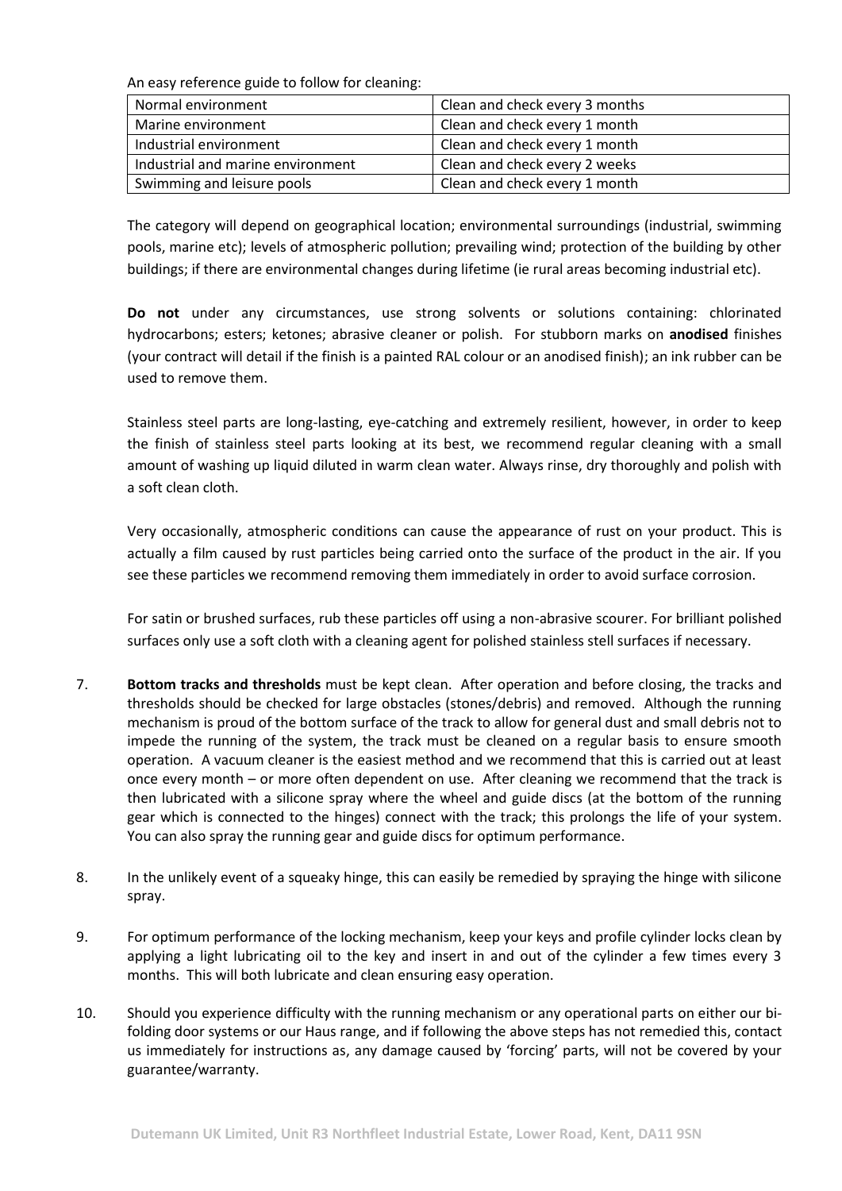An easy reference guide to follow for cleaning:

| Normal environment | Clean and check every 3 months |
|---|---|
| Marine environment | Clean and check every 1 month |
| Industrial environment | Clean and check every 1 month |
| Industrial and marine environment | Clean and check every 2 weeks |
| Swimming and leisure pools | Clean and check every 1 month |

The category will depend on geographical location; environmental surroundings (industrial, swimming pools, marine etc); levels of atmospheric pollution; prevailing wind; protection of the building by other buildings; if there are environmental changes during lifetime (ie rural areas becoming industrial etc).

**Do not** under any circumstances, use strong solvents or solutions containing: chlorinated hydrocarbons; esters; ketones; abrasive cleaner or polish. For stubborn marks on **anodised** finishes (your contract will detail if the finish is a painted RAL colour or an anodised finish); an ink rubber can be used to remove them.

Stainless steel parts are long-lasting, eye-catching and extremely resilient, however, in order to keep the finish of stainless steel parts looking at its best, we recommend regular cleaning with a small amount of washing up liquid diluted in warm clean water. Always rinse, dry thoroughly and polish with a soft clean cloth.

Very occasionally, atmospheric conditions can cause the appearance of rust on your product. This is actually a film caused by rust particles being carried onto the surface of the product in the air. If you see these particles we recommend removing them immediately in order to avoid surface corrosion.

For satin or brushed surfaces, rub these particles off using a non-abrasive scourer. For brilliant polished surfaces only use a soft cloth with a cleaning agent for polished stainless stell surfaces if necessary.

7. **Bottom tracks and thresholds** must be kept clean. After operation and before closing, the tracks and thresholds should be checked for large obstacles (stones/debris) and removed. Although the running mechanism is proud of the bottom surface of the track to allow for general dust and small debris not to impede the running of the system, the track must be cleaned on a regular basis to ensure smooth operation. A vacuum cleaner is the easiest method and we recommend that this is carried out at least once every month – or more often dependent on use. After cleaning we recommend that the track is then lubricated with a silicone spray where the wheel and guide discs (at the bottom of the running gear which is connected to the hinges) connect with the track; this prolongs the life of your system. You can also spray the running gear and guide discs for optimum performance.

8. In the unlikely event of a squeaky hinge, this can easily be remedied by spraying the hinge with silicone spray.

9. For optimum performance of the locking mechanism, keep your keys and profile cylinder locks clean by applying a light lubricating oil to the key and insert in and out of the cylinder a few times every 3 months. This will both lubricate and clean ensuring easy operation.

10. Should you experience difficulty with the running mechanism or any operational parts on either our bi-folding door systems or our Haus range, and if following the above steps has not remedied this, contact us immediately for instructions as, any damage caused by 'forcing' parts, will not be covered by your guarantee/warranty.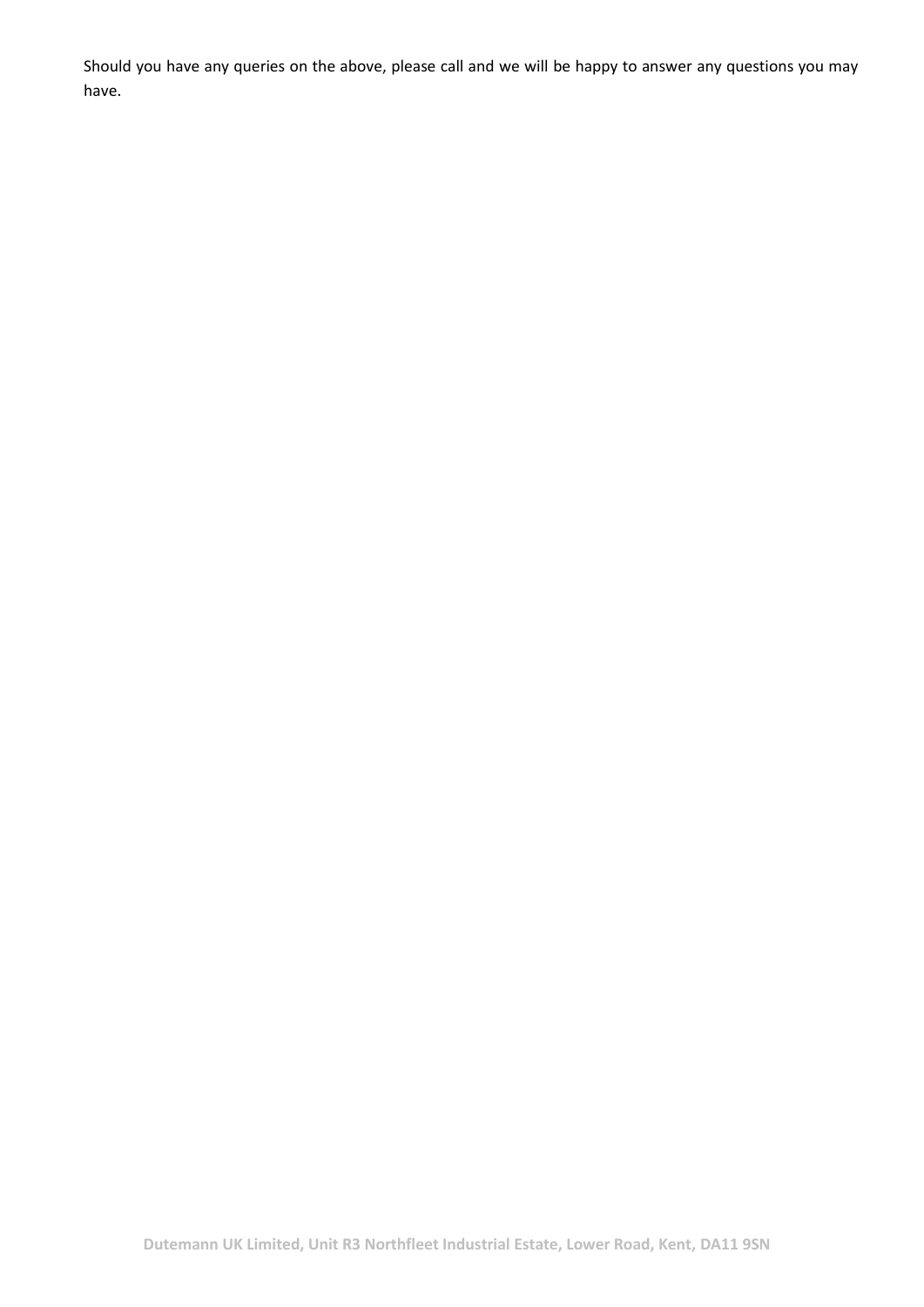Should you have any queries on the above, please call and we will be happy to answer any questions you may have.